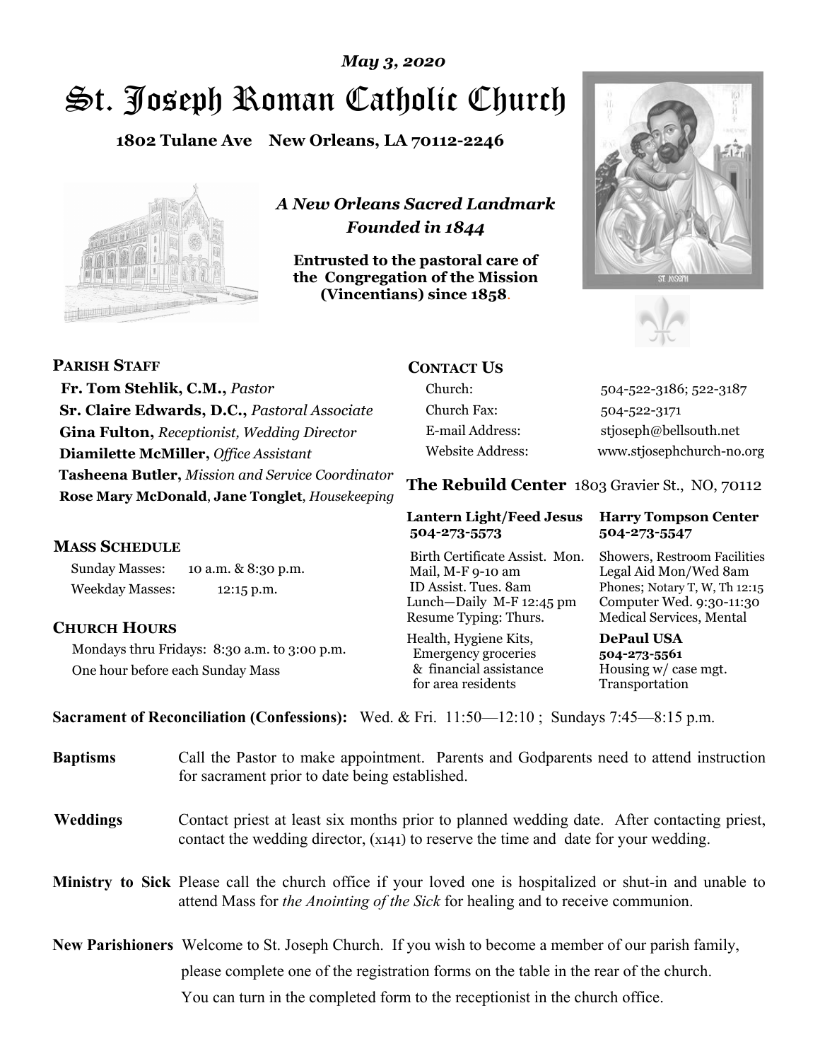*May 3, 2020*

# St. Joseph Roman Catholic Church

**1802 Tulane Ave New Orleans, LA 70112-2246**

*A New Orleans Sacred Landmark*
*Founded in 1844*

**Entrusted to the pastoral care of the Congregation of the Mission (Vincentians) since 1858.**

## PARISH STAFF

**Fr. Tom Stehlik, C.M.,** *Pastor*
**Sr. Claire Edwards, D.C.,** *Pastoral Associate*
**Gina Fulton,** *Receptionist, Wedding Director*
**Diamilette McMiller,** *Office Assistant*
**Tasheena Butler,** *Mission and Service Coordinator*
**Rose Mary McDonald**, **Jane Tonglet**, *Housekeeping*

## MASS SCHEDULE

Sunday Masses: 10 a.m. & 8:30 p.m.
Weekday Masses: 12:15 p.m.

## CHURCH HOURS

Mondays thru Fridays: 8:30 a.m. to 3:00 p.m.
One hour before each Sunday Mass

## CONTACT US

| | |
|---|---|
| Church: | 504-522-3186; 522-3187 |
| Church Fax: | 504-522-3171 |
| E-mail Address: | stjoseph@bellsouth.net |
| Website Address: | www.stjosephchurch-no.org |

## The Rebuild Center 1803 Gravier St., NO, 70112

| **Lantern Light/Feed Jesus 504-273-5573** | **Harry Tompson Center 504-273-5547** |
|---|---|
| Birth Certificate Assist. Mon. Mail, M-F 9-10 am ID Assist. Tues. 8am Lunch—Daily M-F 12:45 pm Resume Typing: Thurs. | Showers, Restroom Facilities Legal Aid Mon/Wed 8am Phones; Notary T, W, Th 12:15 Computer Wed. 9:30-11:30 Medical Services, Mental |
| Health, Hygiene Kits, Emergency groceries & financial assistance for area residents | **DePaul USA 504-273-5561** Housing w/ case mgt. Transportation |

**Sacrament of Reconciliation (Confessions):** Wed. & Fri. 11:50—12:10 ; Sundays 7:45—8:15 p.m.

**Baptisms** Call the Pastor to make appointment. Parents and Godparents need to attend instruction for sacrament prior to date being established.

**Weddings** Contact priest at least six months prior to planned wedding date. After contacting priest, contact the wedding director, (x141) to reserve the time and date for your wedding.

**Ministry to Sick** Please call the church office if your loved one is hospitalized or shut-in and unable to attend Mass for *the Anointing of the Sick* for healing and to receive communion.

**New Parishioners** Welcome to St. Joseph Church. If you wish to become a member of our parish family, please complete one of the registration forms on the table in the rear of the church. You can turn in the completed form to the receptionist in the church office.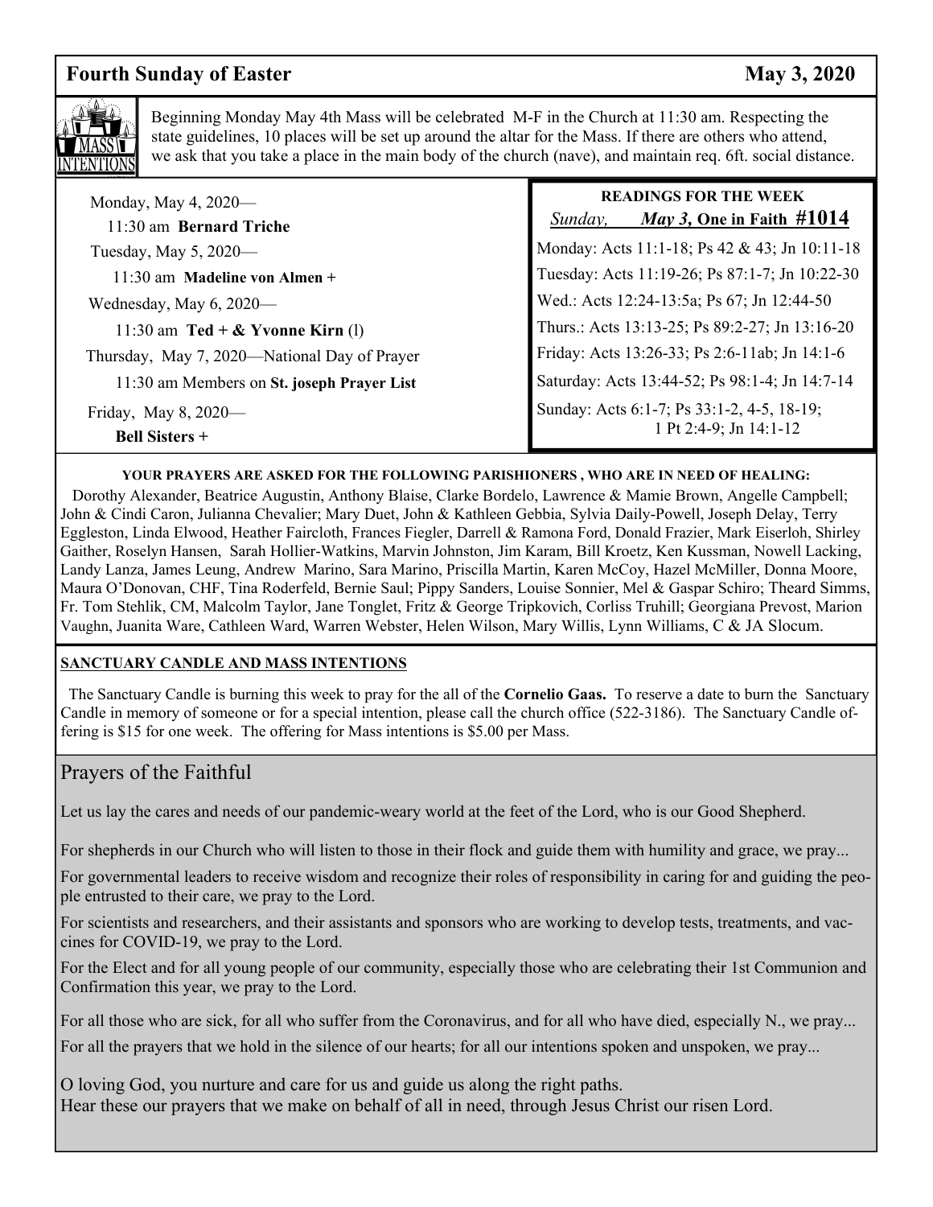## Fourth Sunday of Easter — May 3, 2020

Beginning Monday May 4th Mass will be celebrated M-F in the Church at 11:30 am. Respecting the state guidelines, 10 places will be set up around the altar for the Mass. If there are others who attend, we ask that you take a place in the main body of the church (nave), and maintain req. 6ft. social distance.

Monday, May 4, 2020—
11:30 am **Bernard Triche**

Tuesday, May 5, 2020—
11:30 am **Madeline von Almen +**

Wednesday, May 6, 2020—
11:30 am **Ted + & Yvonne Kirn** (l)

Thursday, May 7, 2020—National Day of Prayer
11:30 am Members on **St. joseph Prayer List**

Friday, May 8, 2020—
**Bell Sisters +**

**READINGS FOR THE WEEK**

*Sunday,* ***May 3,*** **One in Faith #1014**

Monday: Acts 11:1-18; Ps 42 & 43; Jn 10:11-18

Tuesday: Acts 11:19-26; Ps 87:1-7; Jn 10:22-30

Wed.: Acts 12:24-13:5a; Ps 67; Jn 12:44-50

Thurs.: Acts 13:13-25; Ps 89:2-27; Jn 13:16-20

Friday: Acts 13:26-33; Ps 2:6-11ab; Jn 14:1-6

Saturday: Acts 13:44-52; Ps 98:1-4; Jn 14:7-14

Sunday: Acts 6:1-7; Ps 33:1-2, 4-5, 18-19; 1 Pt 2:4-9; Jn 14:1-12

**YOUR PRAYERS ARE ASKED FOR THE FOLLOWING PARISHIONERS , WHO ARE IN NEED OF HEALING:**

Dorothy Alexander, Beatrice Augustin, Anthony Blaise, Clarke Bordelo, Lawrence & Mamie Brown, Angelle Campbell; John & Cindi Caron, Julianna Chevalier; Mary Duet, John & Kathleen Gebbia, Sylvia Daily-Powell, Joseph Delay, Terry Eggleston, Linda Elwood, Heather Faircloth, Frances Fiegler, Darrell & Ramona Ford, Donald Frazier, Mark Eiserloh, Shirley Gaither, Roselyn Hansen, Sarah Hollier-Watkins, Marvin Johnston, Jim Karam, Bill Kroetz, Ken Kussman, Nowell Lacking, Landy Lanza, James Leung, Andrew Marino, Sara Marino, Priscilla Martin, Karen McCoy, Hazel McMiller, Donna Moore, Maura O'Donovan, CHF, Tina Roderfeld, Bernie Saul; Pippy Sanders, Louise Sonnier, Mel & Gaspar Schiro; Theard Simms, Fr. Tom Stehlik, CM, Malcolm Taylor, Jane Tonglet, Fritz & George Tripkovich, Corliss Truhill; Georgiana Prevost, Marion Vaughn, Juanita Ware, Cathleen Ward, Warren Webster, Helen Wilson, Mary Willis, Lynn Williams, C & JA Slocum.

**SANCTUARY CANDLE AND MASS INTENTIONS**

The Sanctuary Candle is burning this week to pray for the all of the **Cornelio Gaas.** To reserve a date to burn the Sanctuary Candle in memory of someone or for a special intention, please call the church office (522-3186). The Sanctuary Candle offering is $15 for one week. The offering for Mass intentions is $5.00 per Mass.

## Prayers of the Faithful

Let us lay the cares and needs of our pandemic-weary world at the feet of the Lord, who is our Good Shepherd.

For shepherds in our Church who will listen to those in their flock and guide them with humility and grace, we pray...

For governmental leaders to receive wisdom and recognize their roles of responsibility in caring for and guiding the people entrusted to their care, we pray to the Lord.

For scientists and researchers, and their assistants and sponsors who are working to develop tests, treatments, and vaccines for COVID-19, we pray to the Lord.

For the Elect and for all young people of our community, especially those who are celebrating their 1st Communion and Confirmation this year, we pray to the Lord.

For all those who are sick, for all who suffer from the Coronavirus, and for all who have died, especially N., we pray...

For all the prayers that we hold in the silence of our hearts; for all our intentions spoken and unspoken, we pray...

O loving God, you nurture and care for us and guide us along the right paths.
Hear these our prayers that we make on behalf of all in need, through Jesus Christ our risen Lord.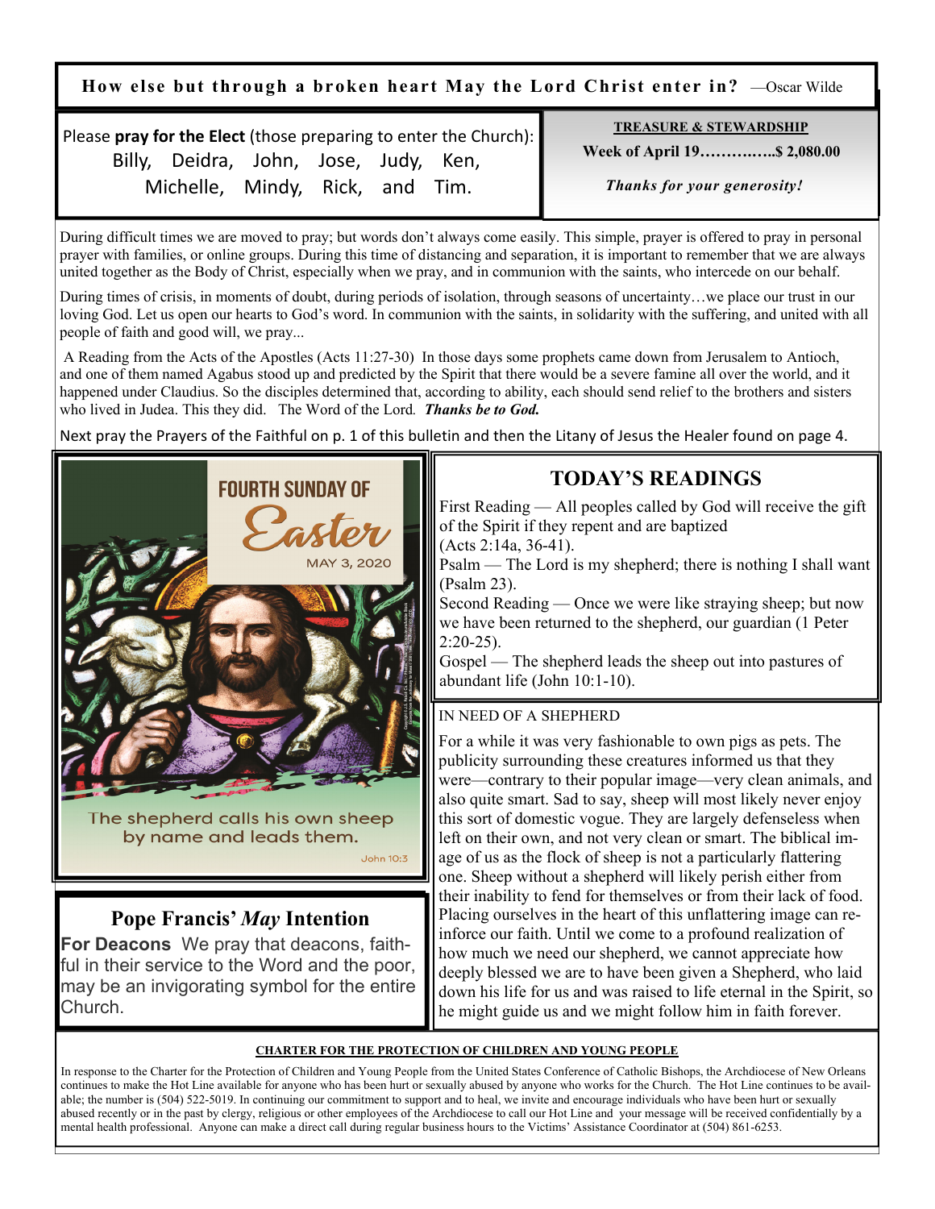**How else but through a broken heart May the Lord Christ enter in?** —Oscar Wilde

Please **pray for the Elect** (those preparing to enter the Church): Billy, Deidra, John, Jose, Judy, Ken, Michelle, Mindy, Rick, and Tim.

**TREASURE & STEWARDSHIP**

**Week of April 19…………..$ 2,080.00**

***Thanks for your generosity!***

During difficult times we are moved to pray; but words don't always come easily. This simple, prayer is offered to pray in personal prayer with families, or online groups. During this time of distancing and separation, it is important to remember that we are always united together as the Body of Christ, especially when we pray, and in communion with the saints, who intercede on our behalf.

During times of crisis, in moments of doubt, during periods of isolation, through seasons of uncertainty…we place our trust in our loving God. Let us open our hearts to God's word. In communion with the saints, in solidarity with the suffering, and united with all people of faith and good will, we pray...

A Reading from the Acts of the Apostles (Acts 11:27-30) In those days some prophets came down from Jerusalem to Antioch, and one of them named Agabus stood up and predicted by the Spirit that there would be a severe famine all over the world, and it happened under Claudius. So the disciples determined that, according to ability, each should send relief to the brothers and sisters who lived in Judea. This they did. The Word of the Lord. ***Thanks be to God.***

Next pray the Prayers of the Faithful on p. 1 of this bulletin and then the Litany of Jesus the Healer found on page 4.

FOURTH SUNDAY OF Easter

MAY 3, 2020

The shepherd calls his own sheep by name and leads them.

John 10:3

## Pope Francis' *May* Intention

**For Deacons** We pray that deacons, faithful in their service to the Word and the poor, may be an invigorating symbol for the entire Church.

## TODAY'S READINGS

First Reading — All peoples called by God will receive the gift of the Spirit if they repent and are baptized (Acts 2:14a, 36-41).

Psalm — The Lord is my shepherd; there is nothing I shall want (Psalm 23).

Second Reading — Once we were like straying sheep; but now we have been returned to the shepherd, our guardian (1 Peter 2:20-25).

Gospel — The shepherd leads the sheep out into pastures of abundant life (John 10:1-10).

IN NEED OF A SHEPHERD

For a while it was very fashionable to own pigs as pets. The publicity surrounding these creatures informed us that they were—contrary to their popular image—very clean animals, and also quite smart. Sad to say, sheep will most likely never enjoy this sort of domestic vogue. They are largely defenseless when left on their own, and not very clean or smart. The biblical image of us as the flock of sheep is not a particularly flattering one. Sheep without a shepherd will likely perish either from their inability to fend for themselves or from their lack of food. Placing ourselves in the heart of this unflattering image can reinforce our faith. Until we come to a profound realization of how much we need our shepherd, we cannot appreciate how deeply blessed we are to have been given a Shepherd, who laid down his life for us and was raised to life eternal in the Spirit, so he might guide us and we might follow him in faith forever.

**CHARTER FOR THE PROTECTION OF CHILDREN AND YOUNG PEOPLE**

In response to the Charter for the Protection of Children and Young People from the United States Conference of Catholic Bishops, the Archdiocese of New Orleans continues to make the Hot Line available for anyone who has been hurt or sexually abused by anyone who works for the Church. The Hot Line continues to be available; the number is (504) 522-5019. In continuing our commitment to support and to heal, we invite and encourage individuals who have been hurt or sexually abused recently or in the past by clergy, religious or other employees of the Archdiocese to call our Hot Line and your message will be received confidentially by a mental health professional. Anyone can make a direct call during regular business hours to the Victims' Assistance Coordinator at (504) 861-6253.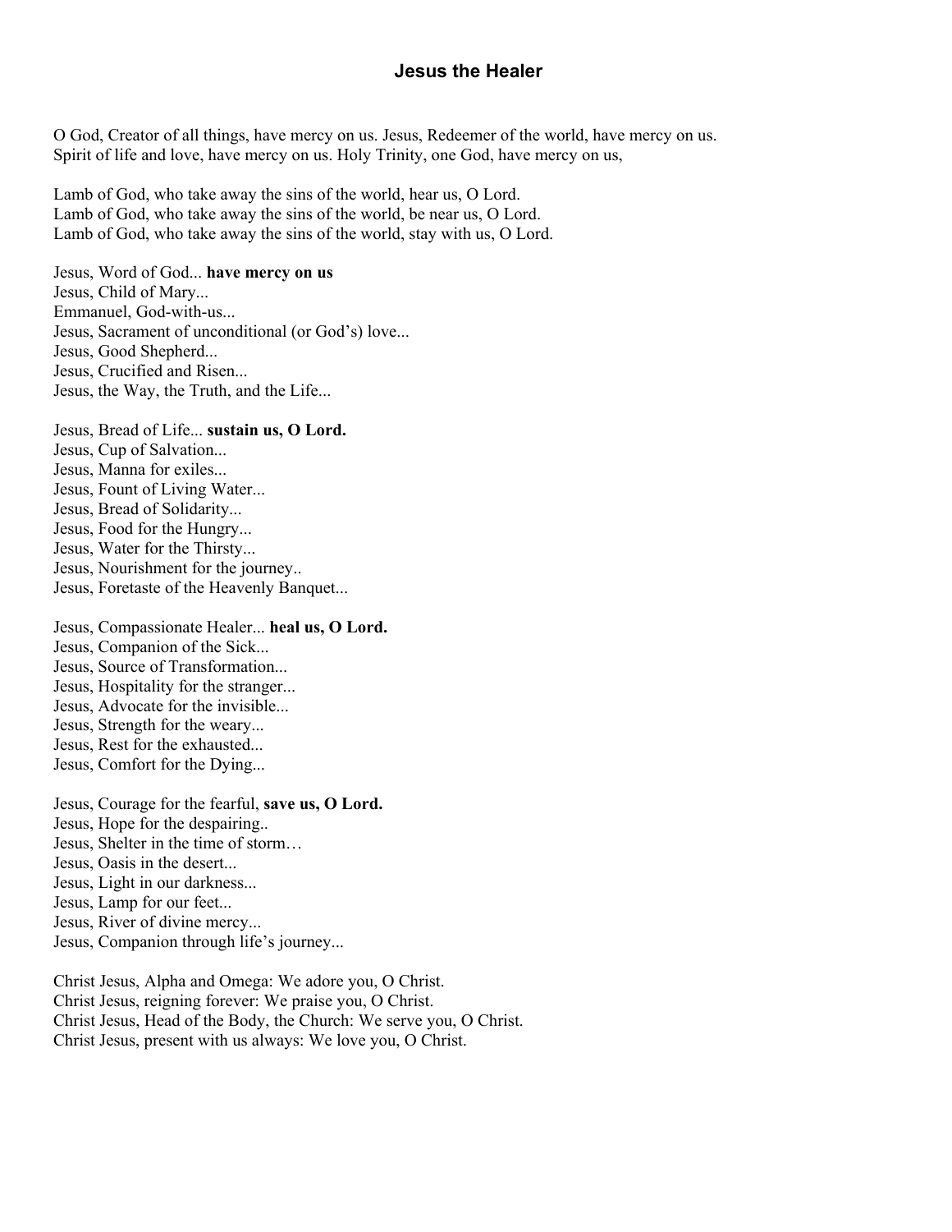# Jesus the Healer

O God, Creator of all things, have mercy on us. Jesus, Redeemer of the world, have mercy on us. Spirit of life and love, have mercy on us. Holy Trinity, one God, have mercy on us,

Lamb of God, who take away the sins of the world, hear us, O Lord.
Lamb of God, who take away the sins of the world, be near us, O Lord.
Lamb of God, who take away the sins of the world, stay with us, O Lord.

Jesus, Word of God... **have mercy on us**
Jesus, Child of Mary...
Emmanuel, God-with-us...
Jesus, Sacrament of unconditional (or God's) love...
Jesus, Good Shepherd...
Jesus, Crucified and Risen...
Jesus, the Way, the Truth, and the Life...

Jesus, Bread of Life... **sustain us, O Lord.**
Jesus, Cup of Salvation...
Jesus, Manna for exiles...
Jesus, Fount of Living Water...
Jesus, Bread of Solidarity...
Jesus, Food for the Hungry...
Jesus, Water for the Thirsty...
Jesus, Nourishment for the journey..
Jesus, Foretaste of the Heavenly Banquet...

Jesus, Compassionate Healer... **heal us, O Lord.**
Jesus, Companion of the Sick...
Jesus, Source of Transformation...
Jesus, Hospitality for the stranger...
Jesus, Advocate for the invisible...
Jesus, Strength for the weary...
Jesus, Rest for the exhausted...
Jesus, Comfort for the Dying...

Jesus, Courage for the fearful, **save us, O Lord.**
Jesus, Hope for the despairing..
Jesus, Shelter in the time of storm…
Jesus, Oasis in the desert...
Jesus, Light in our darkness...
Jesus, Lamp for our feet...
Jesus, River of divine mercy...
Jesus, Companion through life's journey...

Christ Jesus, Alpha and Omega: We adore you, O Christ.
Christ Jesus, reigning forever: We praise you, O Christ.
Christ Jesus, Head of the Body, the Church: We serve you, O Christ.
Christ Jesus, present with us always: We love you, O Christ.